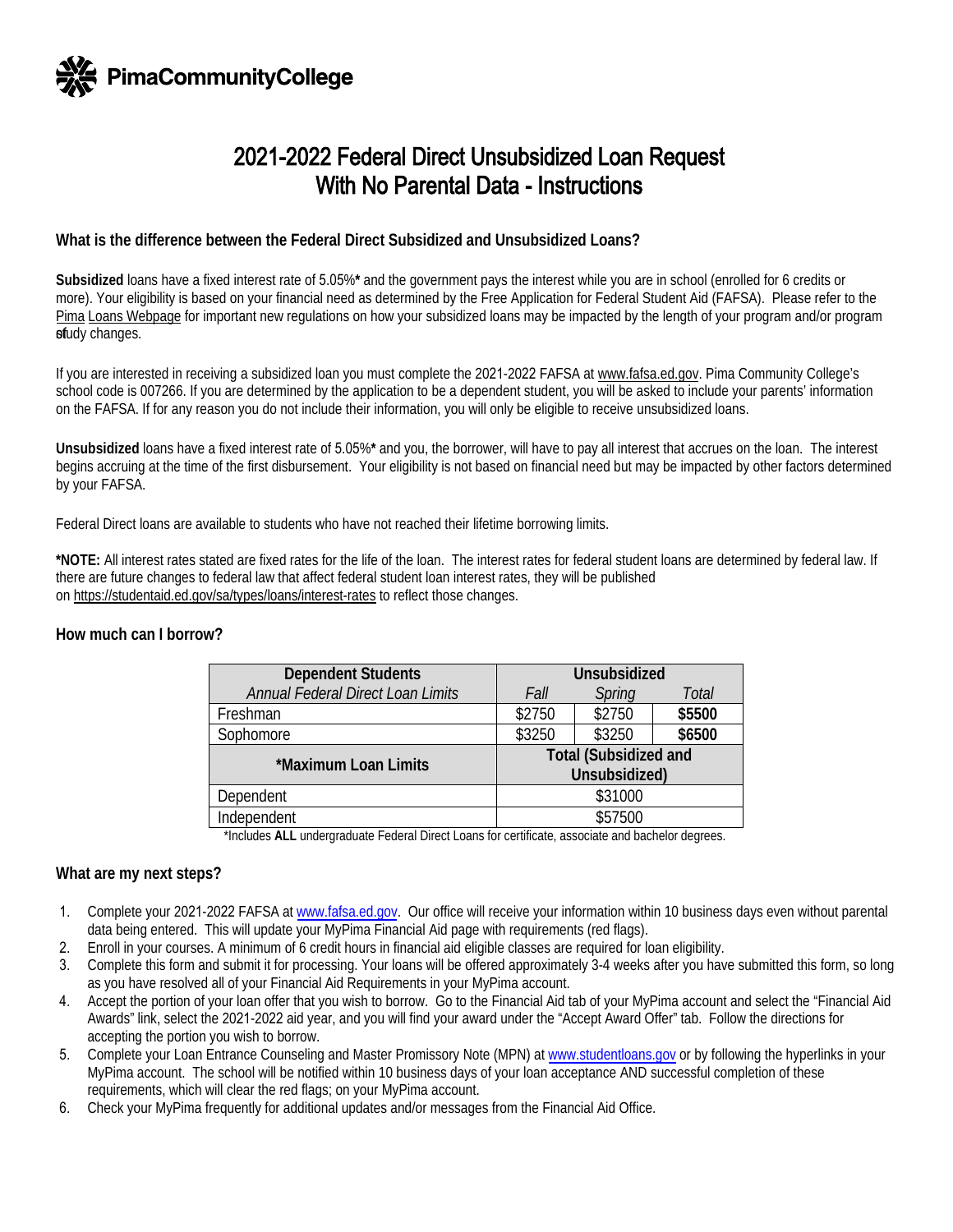PimaCommunityCollege

# 2021-2022 Federal Direct Unsubsidized Loan Request With No Parental Data - Instructions

### What is the difference between the Federal Direct Subsidized and Unsubsidized Loans?

**Subsidized** loans have a fixed interest rate of 5.05%**\*** and the government pays the interest while you are in school (enrolled for 6 credits or more). Your eligibility is based on your financial need as determined by the Free Application for Federal Student Aid (FAFSA). Please refer to the Pima Loans Webpage for important new regulations on how your subsidized loans may be impacted by the length of your program and/or program of study changes.

If you are interested in receiving a subsidized loan you must complete the 2021-2022 FAFSA at www.fafsa.ed.gov. Pima Community College's school code is 007266. If you are determined by the application to be a dependent student, you will be asked to include your parents' information on the FAFSA. If for any reason you do not include their information, you will only be eligible to receive unsubsidized loans.

**Unsubsidized** loans have a fixed interest rate of 5.05%**\*** and you, the borrower, will have to pay all interest that accrues on the loan. The interest begins accruing at the time of the first disbursement. Your eligibility is not based on financial need but may be impacted by other factors determined by your FAFSA.

Federal Direct loans are available to students who have not reached their lifetime borrowing limits.

**\*NOTE:** All interest rates stated are fixed rates for the life of the loan. The interest rates for federal student loans are determined by federal law. If there are future changes to federal law that affect federal student loan interest rates, they will be published on https://studentaid.ed.gov/sa/types/loans/interest-rates to reflect those changes.

### How much can I borrow?

| **Dependent Students** *Annual Federal Direct Loan Limits* | **Unsubsidized** *Fall* | *Spring* | *Total* |
|---|---|---|---|
| Freshman | $2750 | $2750 | **$5500** |
| Sophomore | $3250 | $3250 | **$6500** |
| **\*Maximum Loan Limits** | **Total (Subsidized and Unsubsidized)** | | |
| Dependent | $31000 | | |
| Independent | $57500 | | |

\*Includes **ALL** undergraduate Federal Direct Loans for certificate, associate and bachelor degrees.

### What are my next steps?

1. Complete your 2021-2022 FAFSA at www.fafsa.ed.gov. Our office will receive your information within 10 business days even without parental data being entered. This will update your MyPima Financial Aid page with requirements (red flags).
2. Enroll in your courses. A minimum of 6 credit hours in financial aid eligible classes are required for loan eligibility.
3. Complete this form and submit it for processing. Your loans will be offered approximately 3-4 weeks after you have submitted this form, so long as you have resolved all of your Financial Aid Requirements in your MyPima account.
4. Accept the portion of your loan offer that you wish to borrow. Go to the Financial Aid tab of your MyPima account and select the "Financial Aid Awards" link, select the 2021-2022 aid year, and you will find your award under the "Accept Award Offer" tab. Follow the directions for accepting the portion you wish to borrow.
5. Complete your Loan Entrance Counseling and Master Promissory Note (MPN) at www.studentloans.gov or by following the hyperlinks in your MyPima account. The school will be notified within 10 business days of your loan acceptance AND successful completion of these requirements, which will clear the red flags; on your MyPima account.
6. Check your MyPima frequently for additional updates and/or messages from the Financial Aid Office.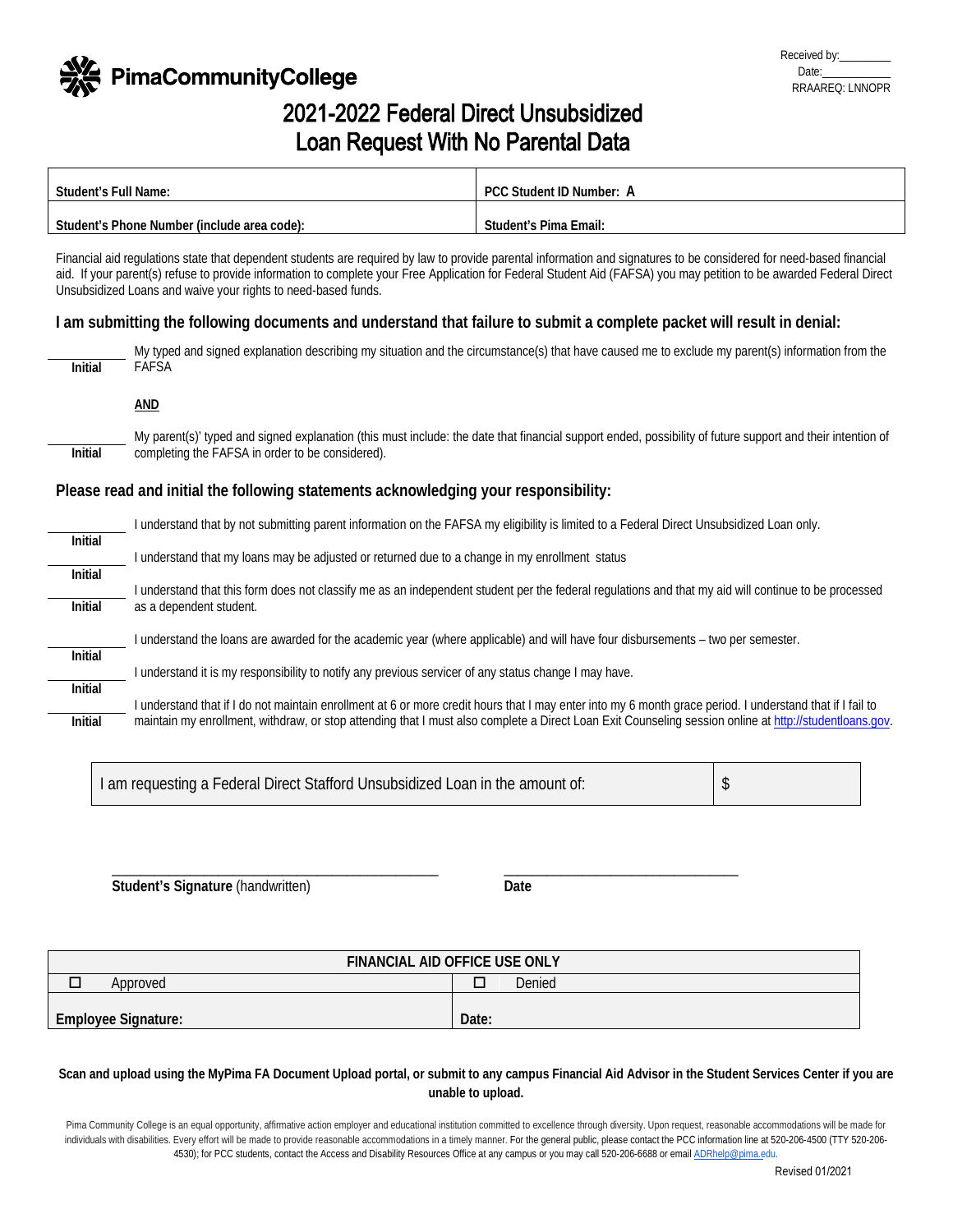Received by:________
Date:____________
RRAAREQ: LNNOPR

**PimaCommunityCollege**

# 2021-2022 Federal Direct Unsubsidized Loan Request With No Parental Data

| | |
|---|---|
| **Student's Full Name:** | **PCC Student ID Number: A** |
| **Student's Phone Number (include area code):** | **Student's Pima Email:** |

Financial aid regulations state that dependent students are required by law to provide parental information and signatures to be considered for need-based financial aid. If your parent(s) refuse to provide information to complete your Free Application for Federal Student Aid (FAFSA) you may petition to be awarded Federal Direct Unsubsidized Loans and waive your rights to need-based funds.

## I am submitting the following documents and understand that failure to submit a complete packet will result in denial:

________ **Initial** My typed and signed explanation describing my situation and the circumstance(s) that have caused me to exclude my parent(s) information from the FAFSA

**AND**

________ **Initial** My parent(s)' typed and signed explanation (this must include: the date that financial support ended, possibility of future support and their intention of completing the FAFSA in order to be considered).

## Please read and initial the following statements acknowledging your responsibility:

________ **Initial** I understand that by not submitting parent information on the FAFSA my eligibility is limited to a Federal Direct Unsubsidized Loan only.

________ **Initial** I understand that my loans may be adjusted or returned due to a change in my enrollment status

________ **Initial** I understand that this form does not classify me as an independent student per the federal regulations and that my aid will continue to be processed as a dependent student.

________ **Initial** I understand the loans are awarded for the academic year (where applicable) and will have four disbursements – two per semester.

________ **Initial** I understand it is my responsibility to notify any previous servicer of any status change I may have.

________ **Initial** I understand that if I do not maintain enrollment at 6 or more credit hours that I may enter into my 6 month grace period. I understand that if I fail to maintain my enrollment, withdraw, or stop attending that I must also complete a Direct Loan Exit Counseling session online at http://studentloans.gov.

| | |
|---|---|
| I am requesting a Federal Direct Stafford Unsubsidized Loan in the amount of: | $ |

______________________________ ______________________________
**Student's Signature** (handwritten) **Date**

| **FINANCIAL AID OFFICE USE ONLY** | |
|---|---|
| ☐ Approved | ☐ Denied |
| **Employee Signature:** | **Date:** |

**Scan and upload using the MyPima FA Document Upload portal, or submit to any campus Financial Aid Advisor in the Student Services Center if you are unable to upload.**

Pima Community College is an equal opportunity, affirmative action employer and educational institution committed to excellence through diversity. Upon request, reasonable accommodations will be made for individuals with disabilities. Every effort will be made to provide reasonable accommodations in a timely manner. For the general public, please contact the PCC information line at 520-206-4500 (TTY 520-206-4530); for PCC students, contact the Access and Disability Resources Office at any campus or you may call 520-206-6688 or email ADRhelp@pima.edu.

Revised 01/2021